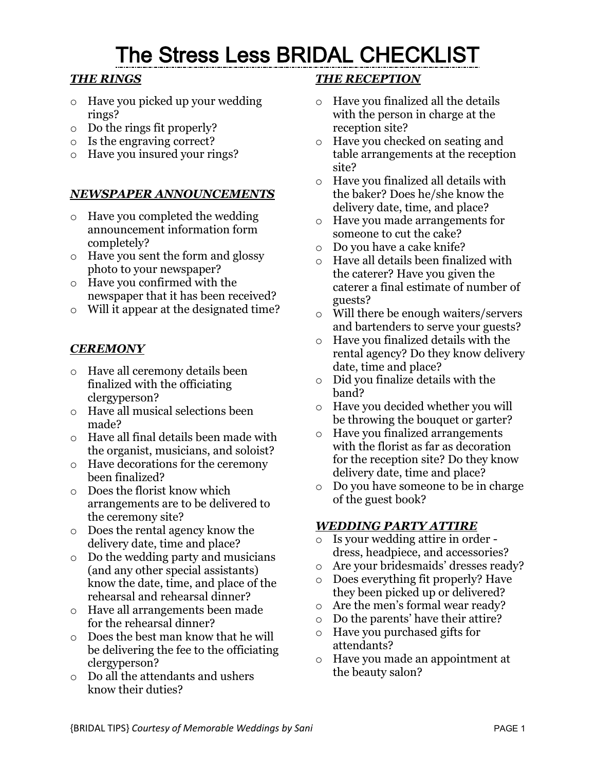# The Stress Less BRIDAL CHECKLIST

***THE RINGS***

- Have you picked up your wedding rings?
- Do the rings fit properly?
- Is the engraving correct?
- Have you insured your rings?

***NEWSPAPER ANNOUNCEMENTS***

- Have you completed the wedding announcement information form completely?
- Have you sent the form and glossy photo to your newspaper?
- Have you confirmed with the newspaper that it has been received?
- Will it appear at the designated time?

***CEREMONY***

- Have all ceremony details been finalized with the officiating clergyperson?
- Have all musical selections been made?
- Have all final details been made with the organist, musicians, and soloist?
- Have decorations for the ceremony been finalized?
- Does the florist know which arrangements are to be delivered to the ceremony site?
- Does the rental agency know the delivery date, time and place?
- Do the wedding party and musicians (and any other special assistants) know the date, time, and place of the rehearsal and rehearsal dinner?
- Have all arrangements been made for the rehearsal dinner?
- Does the best man know that he will be delivering the fee to the officiating clergyperson?
- Do all the attendants and ushers know their duties?

***THE RECEPTION***

- Have you finalized all the details with the person in charge at the reception site?
- Have you checked on seating and table arrangements at the reception site?
- Have you finalized all details with the baker? Does he/she know the delivery date, time, and place?
- Have you made arrangements for someone to cut the cake?
- Do you have a cake knife?
- Have all details been finalized with the caterer? Have you given the caterer a final estimate of number of guests?
- Will there be enough waiters/servers and bartenders to serve your guests?
- Have you finalized details with the rental agency? Do they know delivery date, time and place?
- Did you finalize details with the band?
- Have you decided whether you will be throwing the bouquet or garter?
- Have you finalized arrangements with the florist as far as decoration for the reception site? Do they know delivery date, time and place?
- Do you have someone to be in charge of the guest book?

***WEDDING PARTY ATTIRE***

- Is your wedding attire in order - dress, headpiece, and accessories?
- Are your bridesmaids' dresses ready?
- Does everything fit properly? Have they been picked up or delivered?
- Are the men's formal wear ready?
- Do the parents' have their attire?
- Have you purchased gifts for attendants?
- Have you made an appointment at the beauty salon?

{BRIDAL TIPS} *Courtesy of Memorable Weddings by Sani*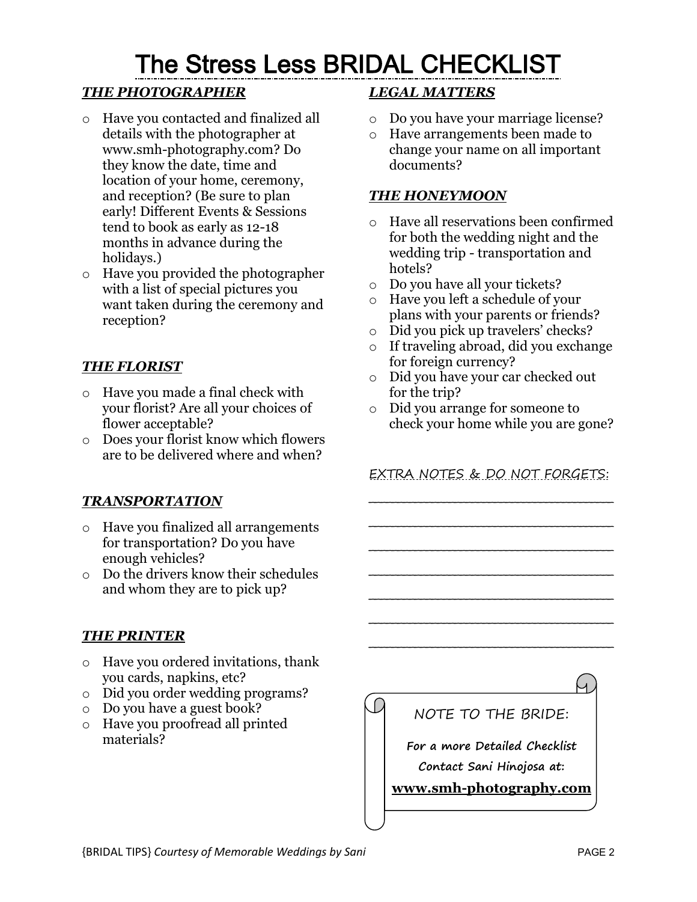# The Stress Less BRIDAL CHECKLIST

## ***THE PHOTOGRAPHER***

- Have you contacted and finalized all details with the photographer at www.smh-photography.com? Do they know the date, time and location of your home, ceremony, and reception? (Be sure to plan early! Different Events & Sessions tend to book as early as 12-18 months in advance during the holidays.)
- Have you provided the photographer with a list of special pictures you want taken during the ceremony and reception?

## ***THE FLORIST***

- Have you made a final check with your florist? Are all your choices of flower acceptable?
- Does your florist know which flowers are to be delivered where and when?

## ***TRANSPORTATION***

- Have you finalized all arrangements for transportation? Do you have enough vehicles?
- Do the drivers know their schedules and whom they are to pick up?

## ***THE PRINTER***

- Have you ordered invitations, thank you cards, napkins, etc?
- Did you order wedding programs?
- Do you have a guest book?
- Have you proofread all printed materials?

## ***LEGAL MATTERS***

- Do you have your marriage license?
- Have arrangements been made to change your name on all important documents?

## ***THE HONEYMOON***

- Have all reservations been confirmed for both the wedding night and the wedding trip - transportation and hotels?
- Do you have all your tickets?
- Have you left a schedule of your plans with your parents or friends?
- Did you pick up travelers' checks?
- If traveling abroad, did you exchange for foreign currency?
- Did you have your car checked out for the trip?
- Did you arrange for someone to check your home while you are gone?

EXTRA NOTES & DO NOT FORGETS:

______________________________

______________________________

______________________________

______________________________

______________________________

______________________________

______________________________

NOTE TO THE BRIDE:

**For a more Detailed Checklist**

**Contact Sani Hinojosa at:**

**www.smh-photography.com**

{BRIDAL TIPS} *Courtesy of Memorable Weddings by Sani*